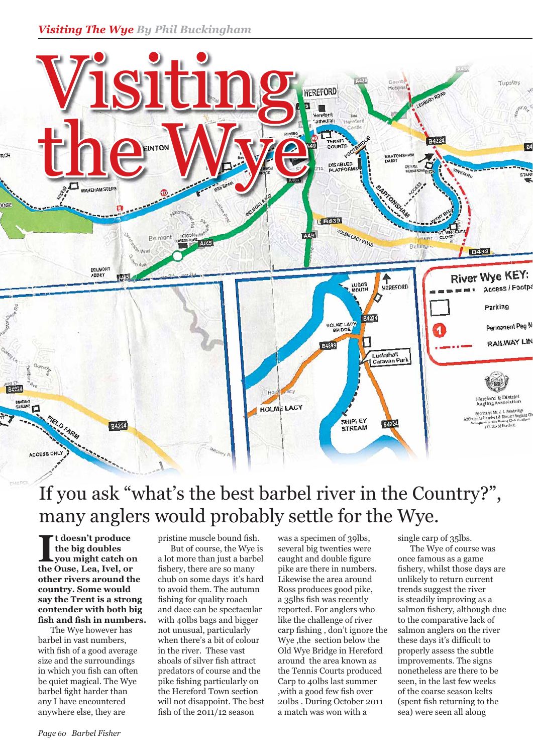# Visiting the Wye

## If you ask "what's the best barbel river in the Country?", many anglers would probably settle for the Wye.

**It doesn't produce the big doubles you might catch on the Ouse, Lea, Ivel, or other rivers around the country. Some would say the Trent is a strong contender with both big fish and fish in numbers.**

The Wye however has barbel in vast numbers, with fish of a good average size and the surroundings in which you fish can often be quiet magical. The Wye barbel fight harder than any I have encountered anywhere else, they are pristine muscle bound fish.

But of course, the Wye is a lot more than just a barbel fishery, there are so many chub on some days it's hard to avoid them. The autumn fishing for quality roach and dace can be spectacular with 40lbs bags and bigger not unusual, particularly when there's a bit of colour in the river. These vast shoals of silver fish attract predators of course and the pike fishing particularly on the Hereford Town section will not disappoint. The best fish of the 2011/12 season was a specimen of 39lbs, several big twenties were caught and double figure pike are there in numbers. Likewise the area around Ross produces good pike, a 35lbs fish was recently reported. For anglers who like the challenge of river carp fishing , don't ignore the Wye ,the section below the Old Wye Bridge in Hereford around the area known as the Tennis Courts produced Carp to 40lbs last summer ,with a good few fish over 20lbs . During October 2011 a match was won with a single carp of 35lbs.

The Wye of course was once famous as a game fishery, whilst those days are unlikely to return current trends suggest the river is steadily improving as a salmon fishery, although due to the comparative lack of salmon anglers on the river these days it's difficult to properly assess the subtle improvements. The signs nonetheless are there to be seen, in the last few weeks of the coarse season kelts (spent fish returning to the sea) were seen all along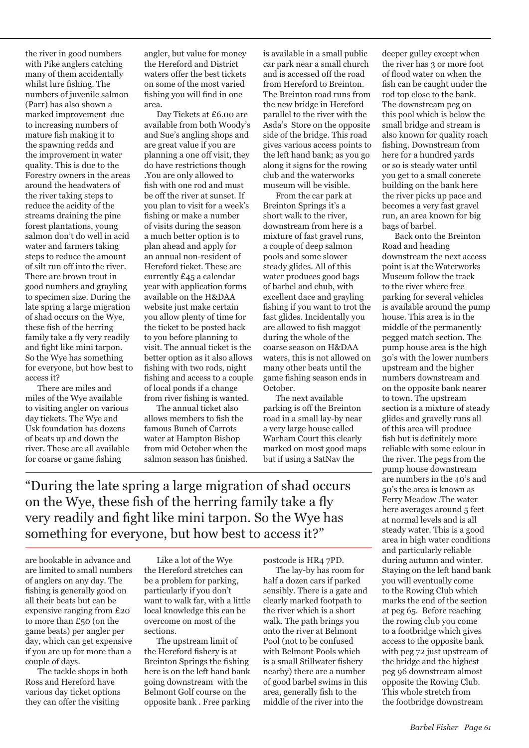the river in good numbers with Pike anglers catching many of them accidentally whilst lure fishing. The numbers of juvenile salmon (Parr) has also shown a marked improvement due to increasing numbers of mature fish making it to the spawning redds and the improvement in water quality. This is due to the Forestry owners in the areas around the headwaters of the river taking steps to reduce the acidity of the streams draining the pine forest plantations, young salmon don't do well in acid water and farmers taking steps to reduce the amount of silt run off into the river. There are brown trout in good numbers and grayling to specimen size. During the late spring a large migration of shad occurs on the Wye, these fish of the herring family take a fly very readily and fight like mini tarpon. So the Wye has something for everyone, but how best to access it?

There are miles and miles of the Wye available to visiting angler on various day tickets. The Wye and Usk foundation has dozens of beats up and down the river. These are all available for coarse or game fishing are bookable in advance and are limited to small numbers of anglers on any day. The fishing is generally good on all their beats but can be expensive ranging from £20 to more than £50 (on the game beats) per angler per day, which can get expensive if you are up for more than a couple of days.

The tackle shops in both Ross and Hereford have various day ticket options they can offer the visiting angler, but value for money the Hereford and District waters offer the best tickets on some of the most varied fishing you will find in one area.

Day Tickets at £6.00 are available from both Woody's and Sue's angling shops and are great value if you are planning a one off visit, they do have restrictions though .You are only allowed to fish with one rod and must be off the river at sunset. If you plan to visit for a week's fishing or make a number of visits during the season a much better option is to plan ahead and apply for an annual non-resident of Hereford ticket. These are currently £45 a calendar year with application forms available on the H&DAA website just make certain you allow plenty of time for the ticket to be posted back to you before planning to visit. The annual ticket is the better option as it also allows fishing with two rods, night fishing and access to a couple of local ponds if a change from river fishing is wanted.

The annual ticket also allows members to fish the famous Bunch of Carrots water at Hampton Bishop from mid October when the salmon season has finished.

Like a lot of the Wye the Hereford stretches can be a problem for parking, particularly if you don't want to walk far, with a little local knowledge this can be overcome on most of the sections.

The upstream limit of the Hereford fishery is at Breinton Springs the fishing here is on the left hand bank going downstream with the Belmont Golf course on the opposite bank . Free parking is available in a small public car park near a small church and is accessed off the road from Hereford to Breinton. The Breinton road runs from the new bridge in Hereford parallel to the river with the Asda's Store on the opposite side of the bridge. This road gives various access points to the left hand bank; as you go along it signs for the rowing club and the waterworks museum will be visible.

From the car park at Breinton Springs it's a short walk to the river, downstream from here is a mixture of fast gravel runs, a couple of deep salmon pools and some slower steady glides. All of this water produces good bags of barbel and chub, with excellent dace and grayling fishing if you want to trot the fast glides. Incidentally you are allowed to fish maggot during the whole of the coarse season on H&DAA waters, this is not allowed on many other beats until the game fishing season ends in October.

The next available parking is off the Breinton road in a small lay-by near a very large house called Warham Court this clearly marked on most good maps but if using a SatNav the postcode is HR4 7PD.

The lay-by has room for half a dozen cars if parked sensibly. There is a gate and clearly marked footpath to the river which is a short walk. The path brings you onto the river at Belmont Pool (not to be confused with Belmont Pools which is a small Stillwater fishery nearby) there are a number of good barbel swims in this area, generally fish to the middle of the river into the deeper gulley except when the river has 3 or more foot of flood water on when the fish can be caught under the rod top close to the bank. The downstream peg on this pool which is below the small bridge and stream is also known for quality roach fishing. Downstream from here for a hundred yards or so is steady water until you get to a small concrete building on the bank here the river picks up pace and becomes a very fast gravel run, an area known for big bags of barbel.

Back onto the Breinton Road and heading downstream the next access point is at the Waterworks Museum follow the track to the river where free parking for several vehicles is available around the pump house. This area is in the middle of the permanently pegged match section. The pump house area is the high 30's with the lower numbers upstream and the higher numbers downstream and on the opposite bank nearer to town. The upstream section is a mixture of steady glides and gravelly runs all of this area will produce fish but is definitely more reliable with some colour in the river. The pegs from the pump house downstream are numbers in the 40's and 50's the area is known as Ferry Meadow .The water here averages around 5 feet at normal levels and is all steady water. This is a good area in high water conditions and particularly reliable during autumn and winter. Staying on the left hand bank you will eventually come to the Rowing Club which marks the end of the section at peg 65. Before reaching the rowing club you come to a footbridge which gives access to the opposite bank with peg 72 just upstream of the bridge and the highest peg 96 downstream almost opposite the Rowing Club. This whole stretch from the footbridge downstream

> "During the late spring a large migration of shad occurs on the Wye, these fish of the herring family take a fly very readily and fight like mini tarpon. So the Wye has something for everyone, but how best to access it?"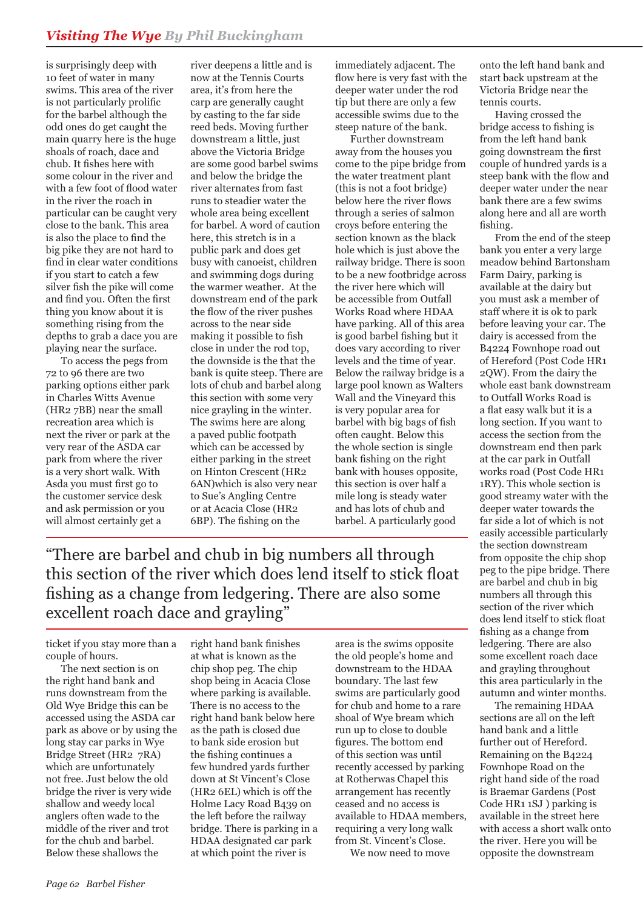is surprisingly deep with 10 feet of water in many swims. This area of the river is not particularly prolific for the barbel although the odd ones do get caught the main quarry here is the huge shoals of roach, dace and chub. It fishes here with some colour in the river and with a few foot of flood water in the river the roach in particular can be caught very close to the bank. This area is also the place to find the big pike they are not hard to find in clear water conditions if you start to catch a few silver fish the pike will come and find you. Often the first thing you know about it is something rising from the depths to grab a dace you are playing near the surface.

To access the pegs from 72 to 96 there are two parking options either park in Charles Witts Avenue (HR2 7BB) near the small recreation area which is next the river or park at the very rear of the ASDA car park from where the river is a very short walk. With Asda you must first go to the customer service desk and ask permission or you will almost certainly get a ticket if you stay more than a couple of hours.

The next section is on the right hand bank and runs downstream from the Old Wye Bridge this can be accessed using the ASDA car park as above or by using the long stay car parks in Wye Bridge Street (HR2 7RA) which are unfortunately not free. Just below the old bridge the river is very wide shallow and weedy local anglers often wade to the middle of the river and trot for the chub and barbel. Below these shallows the river deepens a little and is now at the Tennis Courts area, it's from here the carp are generally caught by casting to the far side reed beds. Moving further downstream a little, just above the Victoria Bridge are some good barbel swims and below the bridge the river alternates from fast runs to steadier water the whole area being excellent for barbel. A word of caution here, this stretch is in a public park and does get busy with canoeist, children and swimming dogs during the warmer weather. At the downstream end of the park the flow of the river pushes across to the near side making it possible to fish close in under the rod top, the downside is the that the bank is quite steep. There are lots of chub and barbel along this section with some very nice grayling in the winter. The swims here are along a paved public footpath which can be accessed by either parking in the street on Hinton Crescent (HR2 6AN)which is also very near to Sue's Angling Centre or at Acacia Close (HR2 6BP). The fishing on the right hand bank finishes at what is known as the chip shop peg. The chip shop being in Acacia Close where parking is available. There is no access to the right hand bank below here as the path is closed due to bank side erosion but the fishing continues a few hundred yards further down at St Vincent's Close (HR2 6EL) which is off the Holme Lacy Road B439 on the left before the railway bridge. There is parking in a HDAA designated car park at which point the river is immediately adjacent. The flow here is very fast with the deeper water under the rod tip but there are only a few accessible swims due to the steep nature of the bank.

Further downstream away from the houses you come to the pipe bridge from the water treatment plant (this is not a foot bridge) below here the river flows through a series of salmon croys before entering the section known as the black hole which is just above the railway bridge. There is soon to be a new footbridge across the river here which will be accessible from Outfall Works Road where HDAA have parking. All of this area is good barbel fishing but it does vary according to river levels and the time of year. Below the railway bridge is a large pool known as Walters Wall and the Vineyard this is very popular area for barbel with big bags of fish often caught. Below this the whole section is single bank fishing on the right bank with houses opposite, this section is over half a mile long is steady water and has lots of chub and barbel. A particularly good area is the swims opposite the old people's home and downstream to the HDAA boundary. The last few swims are particularly good for chub and home to a rare shoal of Wye bream which run up to close to double figures. The bottom end of this section was until recently accessed by parking at Rotherwas Chapel this arrangement has recently ceased and no access is available to HDAA members, requiring a very long walk from St. Vincent's Close.

We now need to move onto the left hand bank and start back upstream at the Victoria Bridge near the tennis courts.

Having crossed the bridge access to fishing is from the left hand bank going downstream the first couple of hundred yards is a steep bank with the flow and deeper water under the near bank there are a few swims along here and all are worth fishing.

From the end of the steep bank you enter a very large meadow behind Bartonsham Farm Dairy, parking is available at the dairy but you must ask a member of staff where it is ok to park before leaving your car. The dairy is accessed from the B4224 Fownhope road out of Hereford (Post Code HR1 2QW). From the dairy the whole east bank downstream to Outfall Works Road is a flat easy walk but it is a long section. If you want to access the section from the downstream end and then park at the car park in Outfall works road (Post Code HR1 1RY). This whole section is good streamy water with the deeper water towards the far side a lot of which is not easily accessible particularly the section downstream from opposite the chip shop peg to the pipe bridge. There are barbel and chub in big numbers all through this section of the river which does lend itself to stick float fishing as a change from ledgering. There are also some excellent roach dace and grayling throughout this area particularly in the autumn and winter months.

> "There are barbel and chub in big numbers all through this section of the river which does lend itself to stick float fishing as a change from ledgering. There are also some excellent roach dace and grayling"

The remaining HDAA sections are all on the left hand bank and a little further out of Hereford. Remaining on the B4224 Fownhope Road on the right hand side of the road is Braemar Gardens (Post Code HR1 1SJ ) parking is available in the street here with access a short walk onto the river. Here you will be opposite the downstream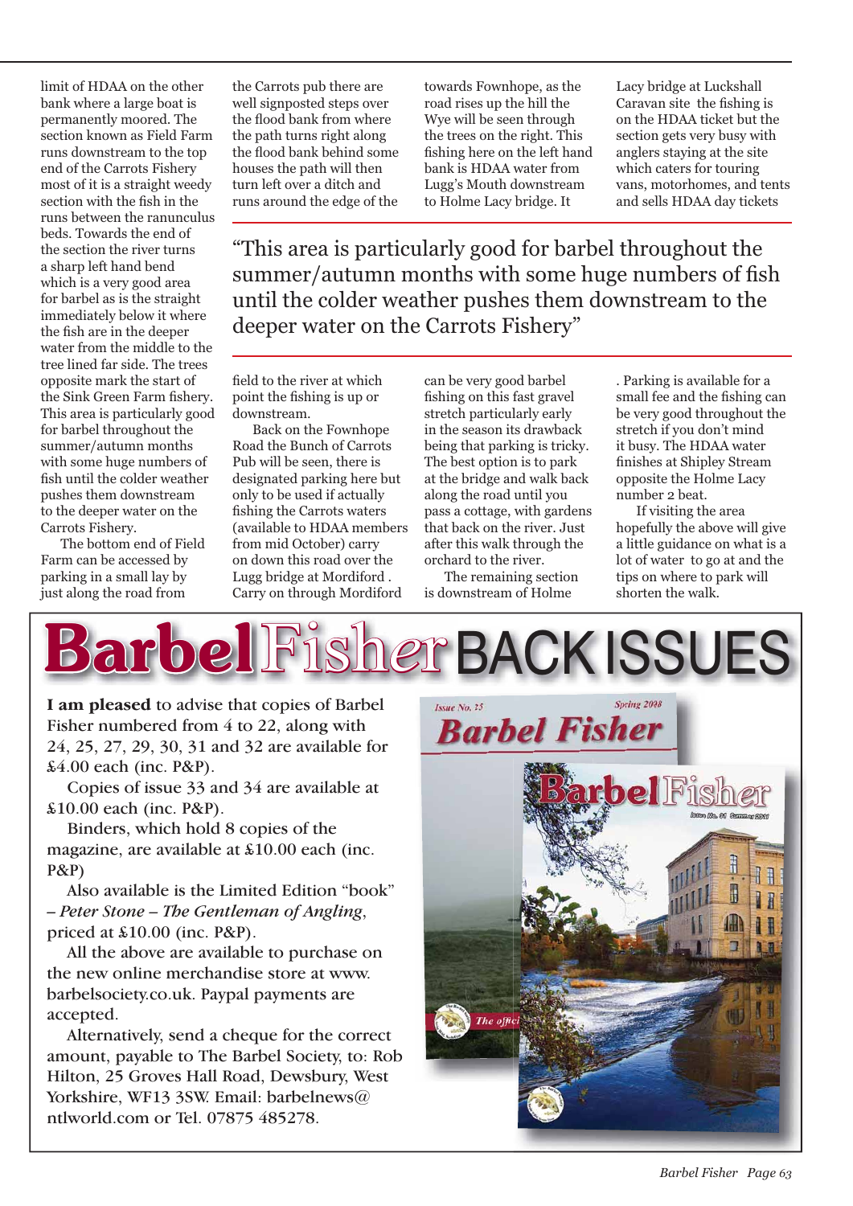limit of HDAA on the other bank where a large boat is permanently moored. The section known as Field Farm runs downstream to the top end of the Carrots Fishery most of it is a straight weedy section with the fish in the runs between the ranunculus beds. Towards the end of the section the river turns a sharp left hand bend which is a very good area for barbel as is the straight immediately below it where the fish are in the deeper water from the middle to the tree lined far side. The trees opposite mark the start of the Sink Green Farm fishery. This area is particularly good for barbel throughout the summer/autumn months with some huge numbers of fish until the colder weather pushes them downstream to the deeper water on the Carrots Fishery.

The bottom end of Field Farm can be accessed by parking in a small lay by just along the road from the Carrots pub there are well signposted steps over the flood bank from where the path turns right along the flood bank behind some houses the path will then turn left over a ditch and runs around the edge of the field to the river at which point the fishing is up or downstream.

Back on the Fownhope Road the Bunch of Carrots Pub will be seen, there is designated parking here but only to be used if actually fishing the Carrots waters (available to HDAA members from mid October) carry on down this road over the Lugg bridge at Mordiford . Carry on through Mordiford towards Fownhope, as the road rises up the hill the Wye will be seen through the trees on the right. This fishing here on the left hand bank is HDAA water from Lugg's Mouth downstream to Holme Lacy bridge. It can be very good barbel fishing on this fast gravel stretch particularly early in the season its drawback being that parking is tricky. The best option is to park at the bridge and walk back along the road until you pass a cottage, with gardens that back on the river. Just after this walk through the orchard to the river.

The remaining section is downstream of Holme Lacy bridge at Luckshall Caravan site the fishing is on the HDAA ticket but the section gets very busy with anglers staying at the site which caters for touring vans, motorhomes, and tents and sells HDAA day tickets . Parking is available for a small fee and the fishing can be very good throughout the stretch if you don't mind it busy. The HDAA water finishes at Shipley Stream opposite the Holme Lacy number 2 beat.

If visiting the area hopefully the above will give a little guidance on what is a lot of water to go at and the tips on where to park will shorten the walk.

> "This area is particularly good for barbel throughout the summer/autumn months with some huge numbers of fish until the colder weather pushes them downstream to the deeper water on the Carrots Fishery"

# Barbel Fisher BACK ISSUES

**I am pleased** to advise that copies of Barbel Fisher numbered from 4 to 22, along with 24, 25, 27, 29, 30, 31 and 32 are available for £4.00 each (inc. P&P).

Copies of issue 33 and 34 are available at £10.00 each (inc. P&P).

Binders, which hold 8 copies of the magazine, are available at £10.00 each (inc. P&P)

Also available is the Limited Edition "book" – *Peter Stone – The Gentleman of Angling*, priced at £10.00 (inc. P&P).

All the above are available to purchase on the new online merchandise store at www.barbelsociety.co.uk. Paypal payments are accepted.

Alternatively, send a cheque for the correct amount, payable to The Barbel Society, to: Rob Hilton, 25 Groves Hall Road, Dewsbury, West Yorkshire, WF13 3SW. Email: barbelnews@ntlworld.com or Tel. 07875 485278.